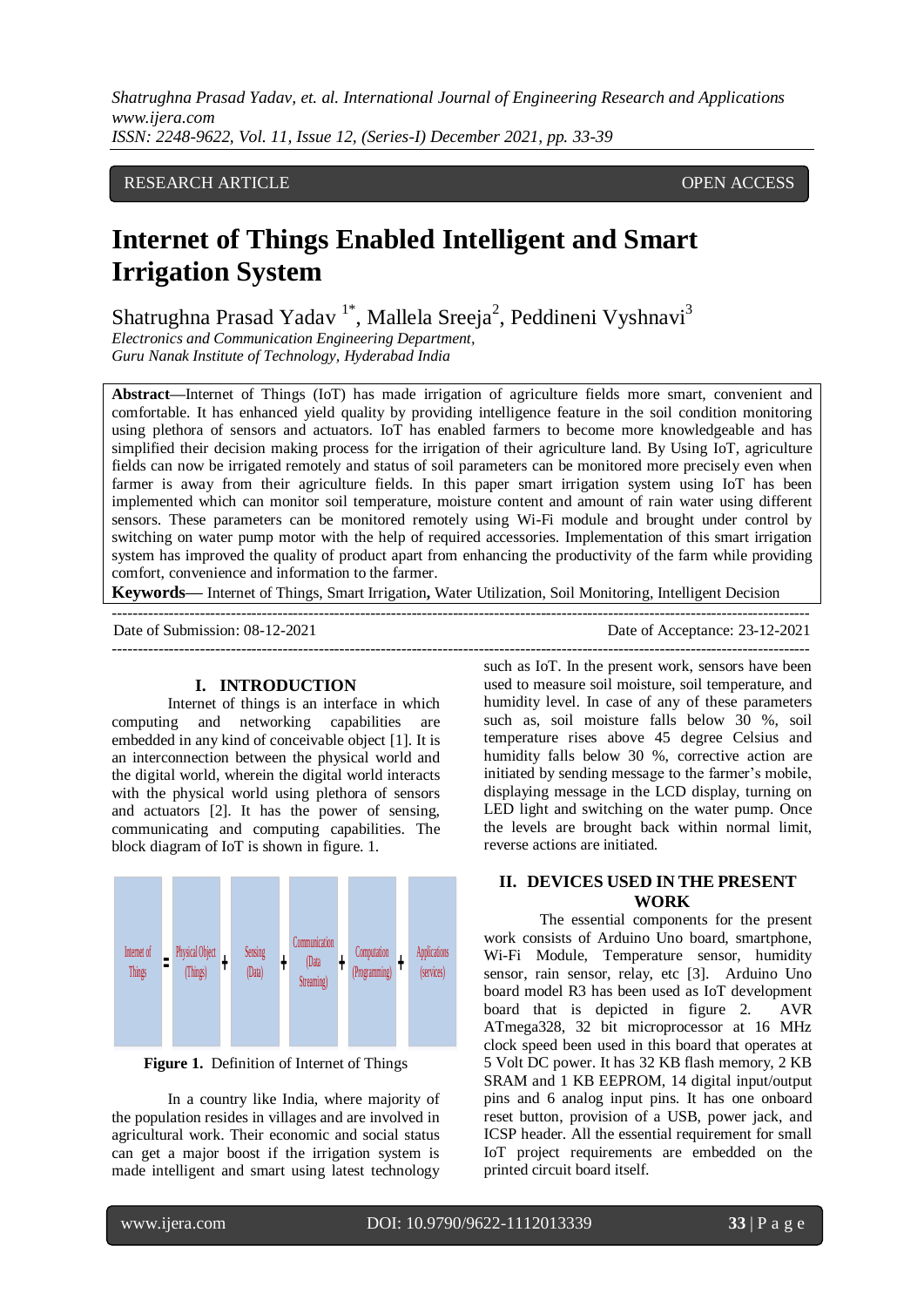RESEARCH ARTICLE OPEN ACCESS

# Internet of Things Enabled Intelligent and Smart Irrigation System

Shatrughna Prasad Yadav [1*], Mallela Sreeja[2], Peddineni Vyshnavi[3]

*Electronics and Communication Engineering Department,*
*Guru Nanak Institute of Technology, Hyderabad India*

**Abstract**—Internet of Things (IoT) has made irrigation of agriculture fields more smart, convenient and comfortable. It has enhanced yield quality by providing intelligence feature in the soil condition monitoring using plethora of sensors and actuators. IoT has enabled farmers to become more knowledgeable and has simplified their decision making process for the irrigation of their agriculture land. By Using IoT, agriculture fields can now be irrigated remotely and status of soil parameters can be monitored more precisely even when farmer is away from their agriculture fields. In this paper smart irrigation system using IoT has been implemented which can monitor soil temperature, moisture content and amount of rain water using different sensors. These parameters can be monitored remotely using Wi-Fi module and brought under control by switching on water pump motor with the help of required accessories. Implementation of this smart irrigation system has improved the quality of product apart from enhancing the productivity of the farm while providing comfort, convenience and information to the farmer.

**Keywords**— Internet of Things, Smart Irrigation**,** Water Utilization, Soil Monitoring, Intelligent Decision

---

Date of Submission: 08-12-2021 Date of Acceptance: 23-12-2021

---

## I. INTRODUCTION

Internet of things is an interface in which computing and networking capabilities are embedded in any kind of conceivable object [1]. It is an interconnection between the physical world and the digital world, wherein the digital world interacts with the physical world using plethora of sensors and actuators [2]. It has the power of sensing, communicating and computing capabilities. The block diagram of IoT is shown in figure. 1.

| Internet of Things | = | Physical Object (Things) | + | Sensing (Data) | + | Communication (Data Streaming) | + | Computation (Programming) | + | Applications (services) |
|---|---|---|---|---|---|---|---|---|---|---|

**Figure 1.** Definition of Internet of Things

In a country like India, where majority of the population resides in villages and are involved in agricultural work. Their economic and social status can get a major boost if the irrigation system is made intelligent and smart using latest technology such as IoT. In the present work, sensors have been used to measure soil moisture, soil temperature, and humidity level. In case of any of these parameters such as, soil moisture falls below 30 %, soil temperature rises above 45 degree Celsius and humidity falls below 30 %, corrective action are initiated by sending message to the farmer's mobile, displaying message in the LCD display, turning on LED light and switching on the water pump. Once the levels are brought back within normal limit, reverse actions are initiated.

## II. DEVICES USED IN THE PRESENT WORK

The essential components for the present work consists of Arduino Uno board, smartphone, Wi-Fi Module, Temperature sensor, humidity sensor, rain sensor, relay, etc [3]. Arduino Uno board model R3 has been used as IoT development board that is depicted in figure 2. AVR ATmega328, 32 bit microprocessor at 16 MHz clock speed been used in this board that operates at 5 Volt DC power. It has 32 KB flash memory, 2 KB SRAM and 1 KB EEPROM, 14 digital input/output pins and 6 analog input pins. It has one onboard reset button, provision of a USB, power jack, and ICSP header. All the essential requirement for small IoT project requirements are embedded on the printed circuit board itself.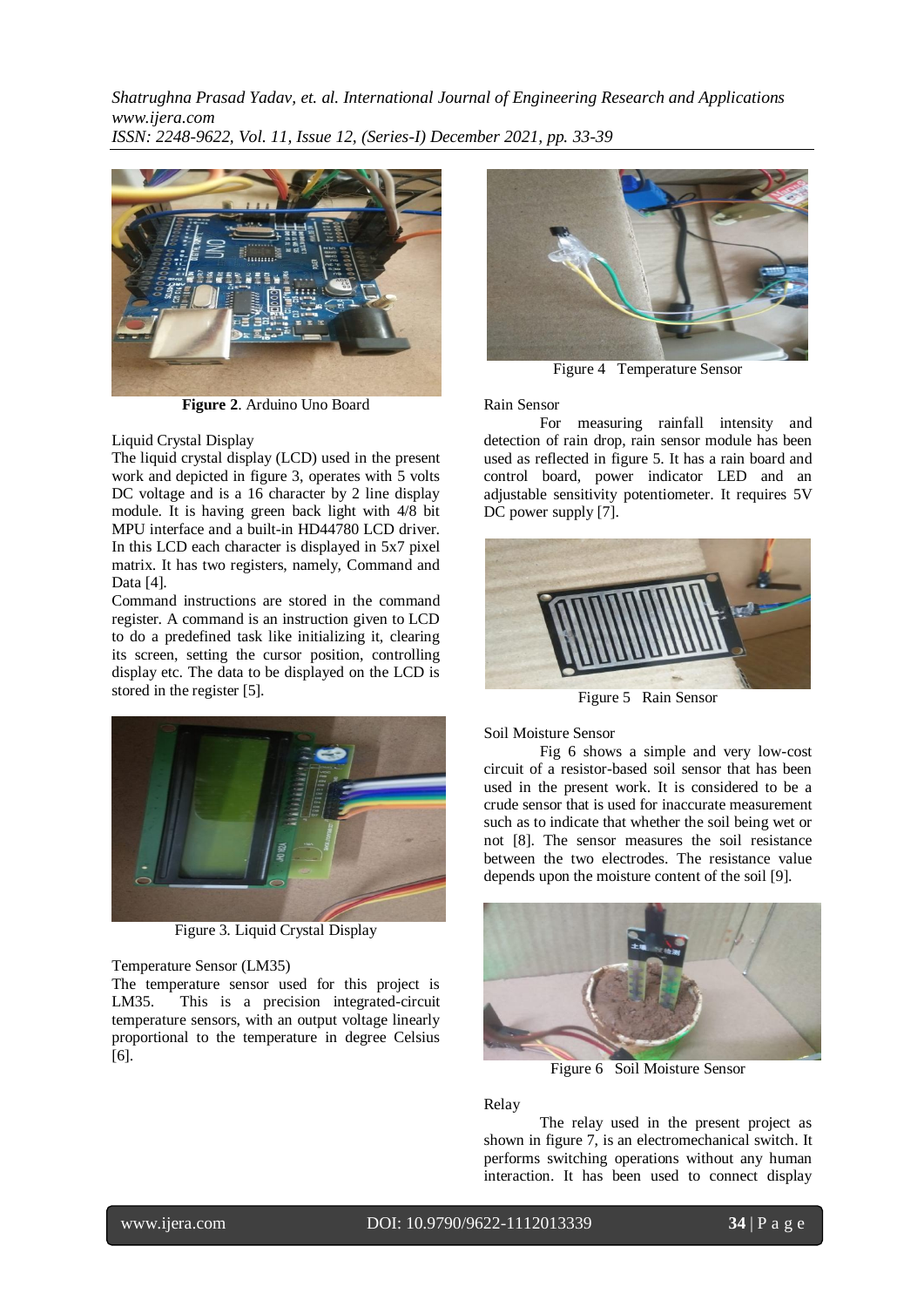**Figure 2**. Arduino Uno Board

Liquid Crystal Display

The liquid crystal display (LCD) used in the present work and depicted in figure 3, operates with 5 volts DC voltage and is a 16 character by 2 line display module. It is having green back light with 4/8 bit MPU interface and a built-in HD44780 LCD driver. In this LCD each character is displayed in 5x7 pixel matrix. It has two registers, namely, Command and Data [4].

Command instructions are stored in the command register. A command is an instruction given to LCD to do a predefined task like initializing it, clearing its screen, setting the cursor position, controlling display etc. The data to be displayed on the LCD is stored in the register [5].

Figure 3. Liquid Crystal Display

Temperature Sensor (LM35)

The temperature sensor used for this project is LM35. This is a precision integrated-circuit temperature sensors, with an output voltage linearly proportional to the temperature in degree Celsius [6].

Figure 4 Temperature Sensor

Rain Sensor

For measuring rainfall intensity and detection of rain drop, rain sensor module has been used as reflected in figure 5. It has a rain board and control board, power indicator LED and an adjustable sensitivity potentiometer. It requires 5V DC power supply [7].

Figure 5 Rain Sensor

Soil Moisture Sensor

Fig 6 shows a simple and very low-cost circuit of a resistor-based soil sensor that has been used in the present work. It is considered to be a crude sensor that is used for inaccurate measurement such as to indicate that whether the soil being wet or not [8]. The sensor measures the soil resistance between the two electrodes. The resistance value depends upon the moisture content of the soil [9].

Figure 6 Soil Moisture Sensor

Relay

The relay used in the present project as shown in figure 7, is an electromechanical switch. It performs switching operations without any human interaction. It has been used to connect display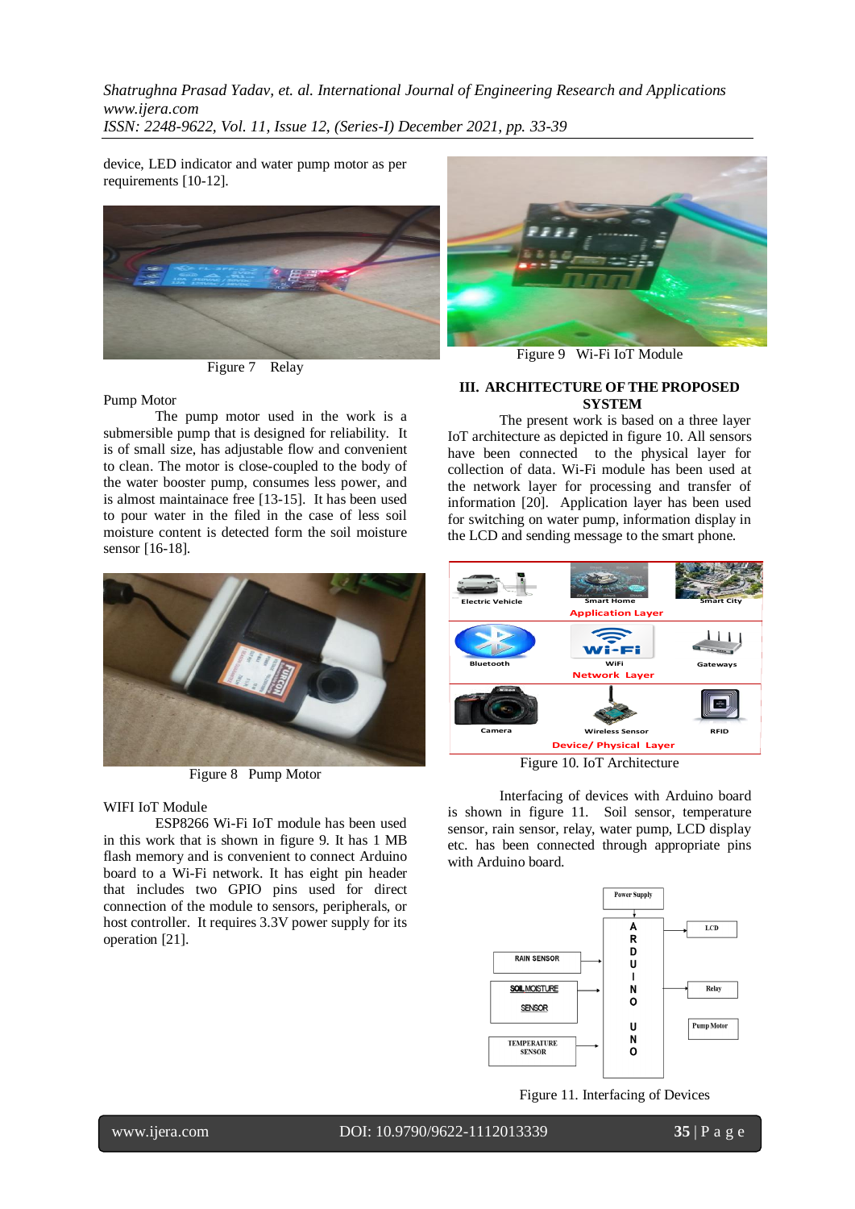device, LED indicator and water pump motor as per requirements [10-12].

Figure 7 Relay

Pump Motor

The pump motor used in the work is a submersible pump that is designed for reliability. It is of small size, has adjustable flow and convenient to clean. The motor is close-coupled to the body of the water booster pump, consumes less power, and is almost maintainace free [13-15]. It has been used to pour water in the filed in the case of less soil moisture content is detected form the soil moisture sensor [16-18].

Figure 8 Pump Motor

WIFI IoT Module

ESP8266 Wi-Fi IoT module has been used in this work that is shown in figure 9. It has 1 MB flash memory and is convenient to connect Arduino board to a Wi-Fi network. It has eight pin header that includes two GPIO pins used for direct connection of the module to sensors, peripherals, or host controller. It requires 3.3V power supply for its operation [21].

Figure 9 Wi-Fi IoT Module

## III. ARCHITECTURE OF THE PROPOSED SYSTEM

The present work is based on a three layer IoT architecture as depicted in figure 10. All sensors have been connected to the physical layer for collection of data. Wi-Fi module has been used at the network layer for processing and transfer of information [20]. Application layer has been used for switching on water pump, information display in the LCD and sending message to the smart phone.

Figure 10. IoT Architecture

Interfacing of devices with Arduino board is shown in figure 11. Soil sensor, temperature sensor, rain sensor, relay, water pump, LCD display etc. has been connected through appropriate pins with Arduino board.

Figure 11. Interfacing of Devices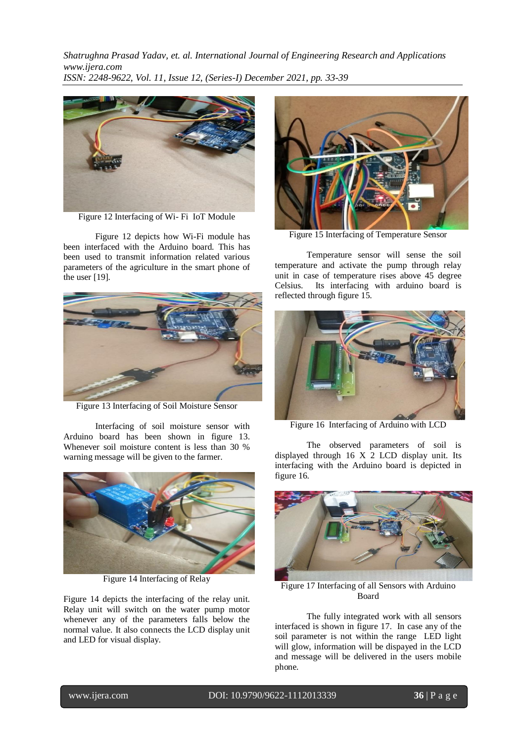Figure 12 Interfacing of Wi- Fi IoT Module

Figure 12 depicts how Wi-Fi module has been interfaced with the Arduino board. This has been used to transmit information related various parameters of the agriculture in the smart phone of the user [19].

Figure 13 Interfacing of Soil Moisture Sensor

Interfacing of soil moisture sensor with Arduino board has been shown in figure 13. Whenever soil moisture content is less than 30 % warning message will be given to the farmer.

Figure 14 Interfacing of Relay

Figure 14 depicts the interfacing of the relay unit. Relay unit will switch on the water pump motor whenever any of the parameters falls below the normal value. It also connects the LCD display unit and LED for visual display.

Figure 15 Interfacing of Temperature Sensor

Temperature sensor will sense the soil temperature and activate the pump through relay unit in case of temperature rises above 45 degree Celsius. Its interfacing with arduino board is reflected through figure 15.

Figure 16 Interfacing of Arduino with LCD

The observed parameters of soil is displayed through 16 X 2 LCD display unit. Its interfacing with the Arduino board is depicted in figure 16.

Figure 17 Interfacing of all Sensors with Arduino Board

The fully integrated work with all sensors interfaced is shown in figure 17. In case any of the soil parameter is not within the range LED light will glow, information will be dispayed in the LCD and message will be delivered in the users mobile phone.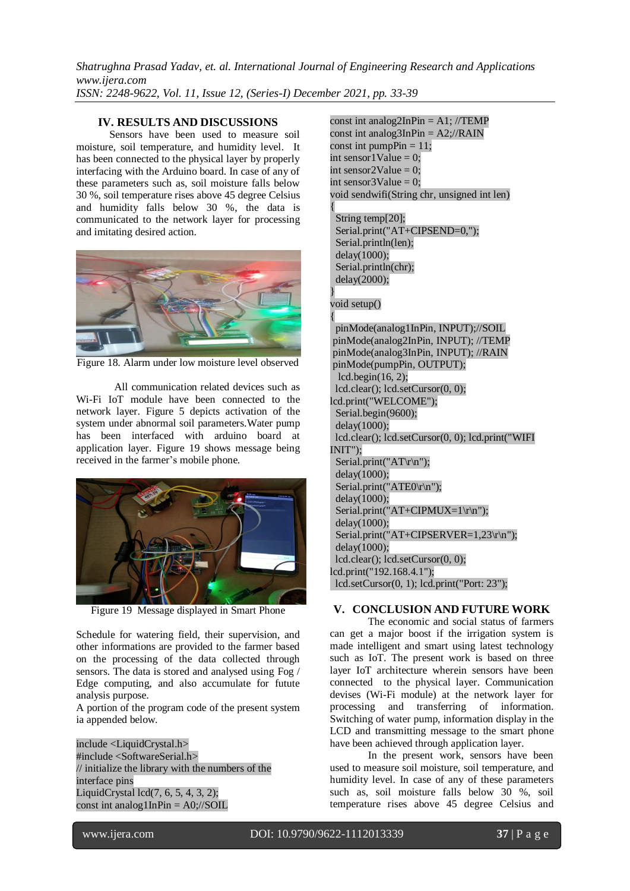## IV. RESULTS AND DISCUSSIONS

Sensors have been used to measure soil moisture, soil temperature, and humidity level. It has been connected to the physical layer by properly interfacing with the Arduino board. In case of any of these parameters such as, soil moisture falls below 30 %, soil temperature rises above 45 degree Celsius and humidity falls below 30 %, the data is communicated to the network layer for processing and imitating desired action.

Figure 18. Alarm under low moisture level observed

All communication related devices such as Wi-Fi IoT module have been connected to the network layer. Figure 5 depicts activation of the system under abnormal soil parameters.Water pump has been interfaced with arduino board at application layer. Figure 19 shows message being received in the farmer's mobile phone.

Figure 19 Message displayed in Smart Phone

Schedule for watering field, their supervision, and other informations are provided to the farmer based on the processing of the data collected through sensors. The data is stored and analysed using Fog / Edge computing, and also accumulate for futute analysis purpose.

A portion of the program code of the present system ia appended below.

```
include <LiquidCrystal.h>
#include <SoftwareSerial.h>
// initialize the library with the numbers of the interface pins
LiquidCrystal lcd(7, 6, 5, 4, 3, 2);
const int analog1InPin = A0;//SOIL
const int analog2InPin = A1; //TEMP
const int analog3InPin = A2;//RAIN
const int pumpPin = 11;
int sensor1Value = 0;
int sensor2Value = 0;
int sensor3Value = 0;
void sendwifi(String chr, unsigned int len)
{
  String temp[20];
  Serial.print("AT+CIPSEND=0,");
  Serial.println(len);
  delay(1000);
  Serial.println(chr);
  delay(2000);
}
void setup()
{
  pinMode(analog1InPin, INPUT);//SOIL
  pinMode(analog2InPin, INPUT); //TEMP
  pinMode(analog3InPin, INPUT); //RAIN
  pinMode(pumpPin, OUTPUT);
  lcd.begin(16, 2);
  lcd.clear(); lcd.setCursor(0, 0);
lcd.print("WELCOME");
  Serial.begin(9600);
  delay(1000);
  lcd.clear(); lcd.setCursor(0, 0); lcd.print("WIFI INIT");
  Serial.print("AT\r\n");
  delay(1000);
  Serial.print("ATE0\r\n");
  delay(1000);
  Serial.print("AT+CIPMUX=1\r\n");
  delay(1000);
  Serial.print("AT+CIPSERVER=1,23\r\n");
  delay(1000);
  lcd.clear(); lcd.setCursor(0, 0);
lcd.print("192.168.4.1");
  lcd.setCursor(0, 1); lcd.print("Port: 23");
```

## V. CONCLUSION AND FUTURE WORK

The economic and social status of farmers can get a major boost if the irrigation system is made intelligent and smart using latest technology such as IoT. The present work is based on three layer IoT architecture wherein sensors have been connected to the physical layer. Communication devises (Wi-Fi module) at the network layer for processing and transferring of information. Switching of water pump, information display in the LCD and transmitting message to the smart phone have been achieved through application layer.

In the present work, sensors have been used to measure soil moisture, soil temperature, and humidity level. In case of any of these parameters such as, soil moisture falls below 30 %, soil temperature rises above 45 degree Celsius and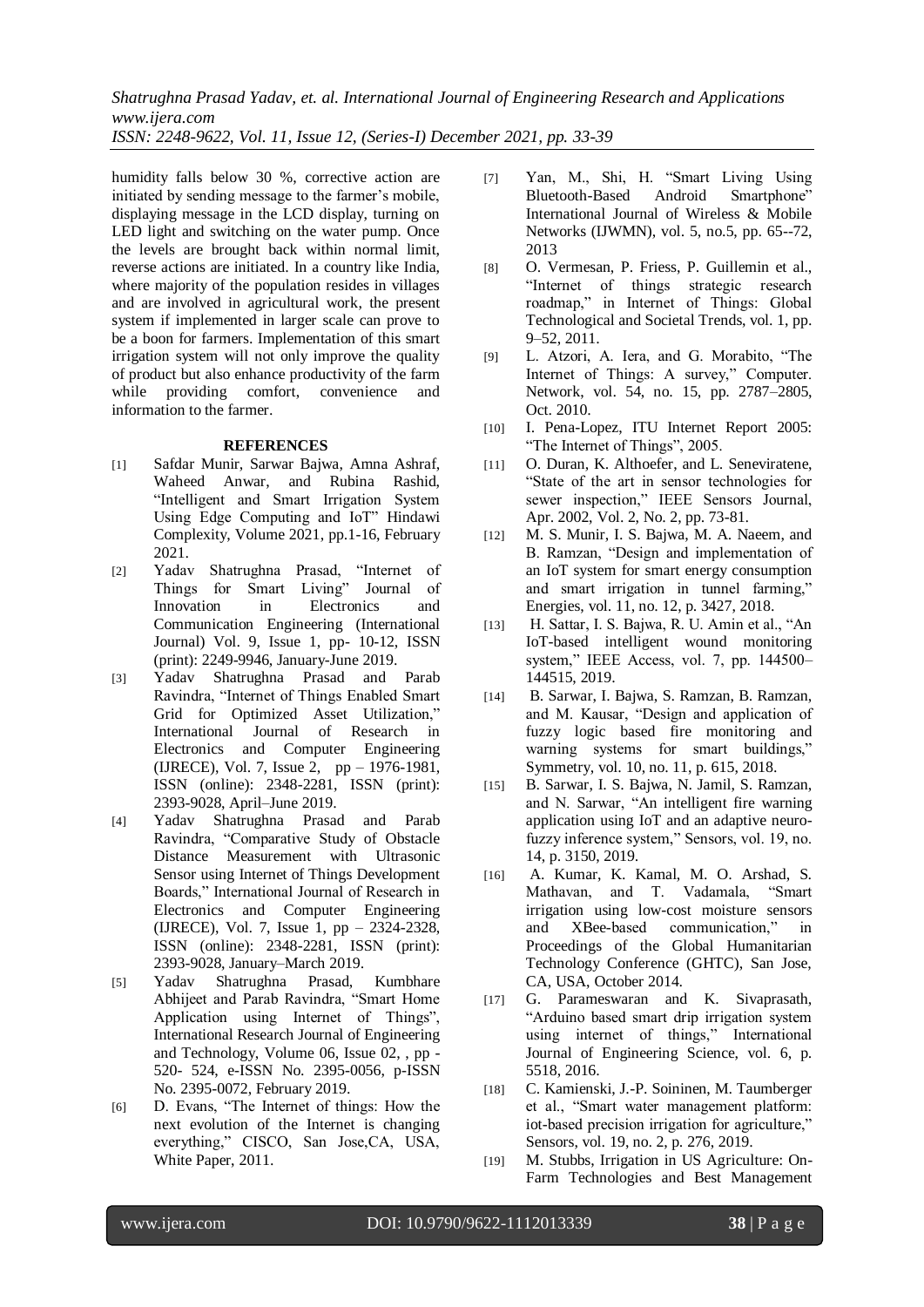humidity falls below 30 %, corrective action are initiated by sending message to the farmer's mobile, displaying message in the LCD display, turning on LED light and switching on the water pump. Once the levels are brought back within normal limit, reverse actions are initiated. In a country like India, where majority of the population resides in villages and are involved in agricultural work, the present system if implemented in larger scale can prove to be a boon for farmers. Implementation of this smart irrigation system will not only improve the quality of product but also enhance productivity of the farm while providing comfort, convenience and information to the farmer.

## REFERENCES

[1] Safdar Munir, Sarwar Bajwa, Amna Ashraf, Waheed Anwar, and Rubina Rashid, "Intelligent and Smart Irrigation System Using Edge Computing and IoT" Hindawi Complexity, Volume 2021, pp.1-16, February 2021.

[2] Yadav Shatrughna Prasad, "Internet of Things for Smart Living" Journal of Innovation in Electronics and Communication Engineering (International Journal) Vol. 9, Issue 1, pp- 10-12, ISSN (print): 2249-9946, January-June 2019.

[3] Yadav Shatrughna Prasad and Parab Ravindra, "Internet of Things Enabled Smart Grid for Optimized Asset Utilization," International Journal of Research in Electronics and Computer Engineering (IJRECE), Vol. 7, Issue 2, pp – 1976-1981, ISSN (online): 2348-2281, ISSN (print): 2393-9028, April–June 2019.

[4] Yadav Shatrughna Prasad and Parab Ravindra, "Comparative Study of Obstacle Distance Measurement with Ultrasonic Sensor using Internet of Things Development Boards," International Journal of Research in Electronics and Computer Engineering (IJRECE), Vol. 7, Issue 1, pp – 2324-2328, ISSN (online): 2348-2281, ISSN (print): 2393-9028, January–March 2019.

[5] Yadav Shatrughna Prasad, Kumbhare Abhijeet and Parab Ravindra, "Smart Home Application using Internet of Things", International Research Journal of Engineering and Technology, Volume 06, Issue 02, , pp - 520- 524, e-ISSN No. 2395-0056, p-ISSN No. 2395-0072, February 2019.

[6] D. Evans, "The Internet of things: How the next evolution of the Internet is changing everything," CISCO, San Jose,CA, USA, White Paper, 2011.

[7] Yan, M., Shi, H. "Smart Living Using Bluetooth-Based Android Smartphone" International Journal of Wireless & Mobile Networks (IJWMN), vol. 5, no.5, pp. 65--72, 2013

[8] O. Vermesan, P. Friess, P. Guillemin et al., "Internet of things strategic research roadmap," in Internet of Things: Global Technological and Societal Trends, vol. 1, pp. 9–52, 2011.

[9] L. Atzori, A. Iera, and G. Morabito, "The Internet of Things: A survey," Computer. Network, vol. 54, no. 15, pp. 2787–2805, Oct. 2010.

[10] I. Pena-Lopez, ITU Internet Report 2005: "The Internet of Things", 2005.

[11] O. Duran, K. Althoefer, and L. Seneviratene, "State of the art in sensor technologies for sewer inspection," IEEE Sensors Journal, Apr. 2002, Vol. 2, No. 2, pp. 73-81.

[12] M. S. Munir, I. S. Bajwa, M. A. Naeem, and B. Ramzan, "Design and implementation of an IoT system for smart energy consumption and smart irrigation in tunnel farming," Energies, vol. 11, no. 12, p. 3427, 2018.

[13] H. Sattar, I. S. Bajwa, R. U. Amin et al., "An IoT-based intelligent wound monitoring system," IEEE Access, vol. 7, pp. 144500–144515, 2019.

[14] B. Sarwar, I. Bajwa, S. Ramzan, B. Ramzan, and M. Kausar, "Design and application of fuzzy logic based fire monitoring and warning systems for smart buildings," Symmetry, vol. 10, no. 11, p. 615, 2018.

[15] B. Sarwar, I. S. Bajwa, N. Jamil, S. Ramzan, and N. Sarwar, "An intelligent fire warning application using IoT and an adaptive neuro-fuzzy inference system," Sensors, vol. 19, no. 14, p. 3150, 2019.

[16] A. Kumar, K. Kamal, M. O. Arshad, S. Mathavan, and T. Vadamala, "Smart irrigation using low-cost moisture sensors and XBee-based communication," in Proceedings of the Global Humanitarian Technology Conference (GHTC), San Jose, CA, USA, October 2014.

[17] G. Parameswaran and K. Sivaprasath, "Arduino based smart drip irrigation system using internet of things," International Journal of Engineering Science, vol. 6, p. 5518, 2016.

[18] C. Kamienski, J.-P. Soininen, M. Taumberger et al., "Smart water management platform: iot-based precision irrigation for agriculture," Sensors, vol. 19, no. 2, p. 276, 2019.

[19] M. Stubbs, Irrigation in US Agriculture: On-Farm Technologies and Best Management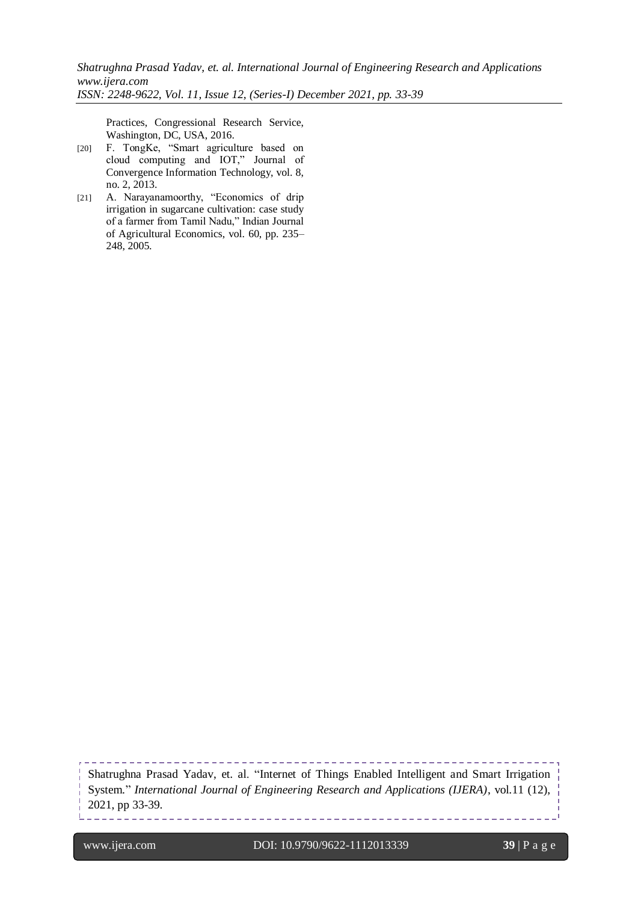Practices, Congressional Research Service, Washington, DC, USA, 2016.

[20] F. TongKe, "Smart agriculture based on cloud computing and IOT," Journal of Convergence Information Technology, vol. 8, no. 2, 2013.

[21] A. Narayanamoorthy, "Economics of drip irrigation in sugarcane cultivation: case study of a farmer from Tamil Nadu," Indian Journal of Agricultural Economics, vol. 60, pp. 235–248, 2005.

Shatrughna Prasad Yadav, et. al. "Internet of Things Enabled Intelligent and Smart Irrigation System." *International Journal of Engineering Research and Applications (IJERA)*, vol.11 (12), 2021, pp 33-39.